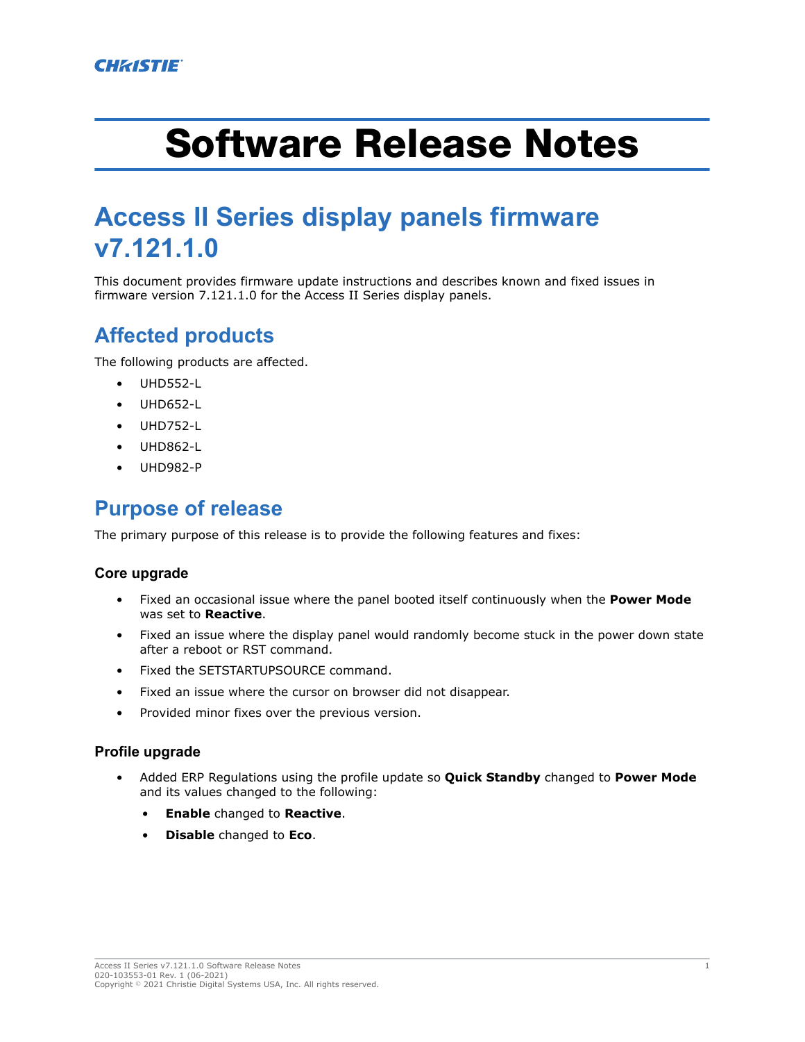CHRISTIE

# Software Release Notes

## Access II Series display panels firmware v7.121.1.0

This document provides firmware update instructions and describes known and fixed issues in firmware version 7.121.1.0 for the Access II Series display panels.

## Affected products

The following products are affected.

- UHD552-L
- UHD652-L
- UHD752-L
- UHD862-L
- UHD982-P

## Purpose of release

The primary purpose of this release is to provide the following features and fixes:

### Core upgrade

- Fixed an occasional issue where the panel booted itself continuously when the **Power Mode** was set to **Reactive**.
- Fixed an issue where the display panel would randomly become stuck in the power down state after a reboot or RST command.
- Fixed the SETSTARTUPSOURCE command.
- Fixed an issue where the cursor on browser did not disappear.
- Provided minor fixes over the previous version.

### Profile upgrade

- Added ERP Regulations using the profile update so **Quick Standby** changed to **Power Mode** and its values changed to the following:
  - **Enable** changed to **Reactive**.
  - **Disable** changed to **Eco**.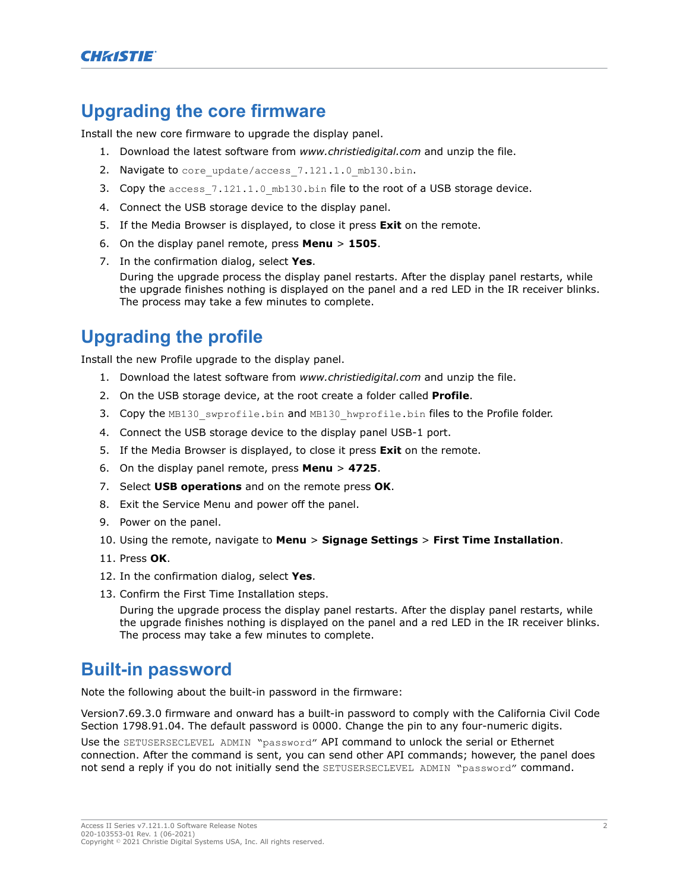## Upgrading the core firmware

Install the new core firmware to upgrade the display panel.

1. Download the latest software from *www.christiedigital.com* and unzip the file.
2. Navigate to `core_update/access_7.121.1.0_mb130.bin`.
3. Copy the `access_7.121.1.0_mb130.bin` file to the root of a USB storage device.
4. Connect the USB storage device to the display panel.
5. If the Media Browser is displayed, to close it press **Exit** on the remote.
6. On the display panel remote, press **Menu** > **1505**.
7. In the confirmation dialog, select **Yes**.

   During the upgrade process the display panel restarts. After the display panel restarts, while the upgrade finishes nothing is displayed on the panel and a red LED in the IR receiver blinks. The process may take a few minutes to complete.

## Upgrading the profile

Install the new Profile upgrade to the display panel.

1. Download the latest software from *www.christiedigital.com* and unzip the file.
2. On the USB storage device, at the root create a folder called **Profile**.
3. Copy the `MB130_swprofile.bin` and `MB130_hwprofile.bin` files to the Profile folder.
4. Connect the USB storage device to the display panel USB-1 port.
5. If the Media Browser is displayed, to close it press **Exit** on the remote.
6. On the display panel remote, press **Menu** > **4725**.
7. Select **USB operations** and on the remote press **OK**.
8. Exit the Service Menu and power off the panel.
9. Power on the panel.
10. Using the remote, navigate to **Menu** > **Signage Settings** > **First Time Installation**.
11. Press **OK**.
12. In the confirmation dialog, select **Yes**.
13. Confirm the First Time Installation steps.

    During the upgrade process the display panel restarts. After the display panel restarts, while the upgrade finishes nothing is displayed on the panel and a red LED in the IR receiver blinks. The process may take a few minutes to complete.

## Built-in password

Note the following about the built-in password in the firmware:

Version7.69.3.0 firmware and onward has a built-in password to comply with the California Civil Code Section 1798.91.04. The default password is 0000. Change the pin to any four-numeric digits.

Use the `SETUSERSECLEVEL ADMIN "password"` API command to unlock the serial or Ethernet connection. After the command is sent, you can send other API commands; however, the panel does not send a reply if you do not initially send the `SETUSERSECLEVEL ADMIN "password"` command.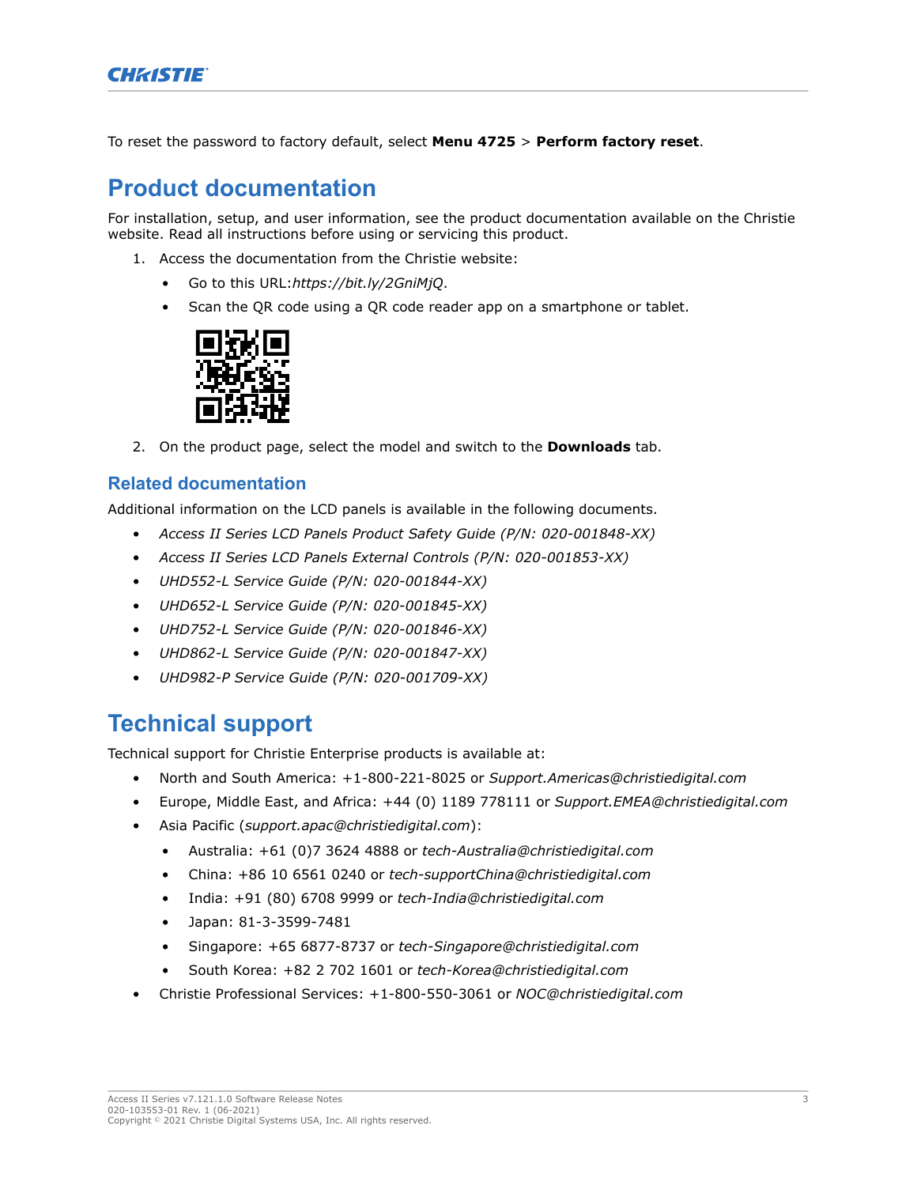To reset the password to factory default, select **Menu 4725** > **Perform factory reset**.

# Product documentation

For installation, setup, and user information, see the product documentation available on the Christie website. Read all instructions before using or servicing this product.

1. Access the documentation from the Christie website:
   - Go to this URL:*https://bit.ly/2GniMjQ*.
   - Scan the QR code using a QR code reader app on a smartphone or tablet.
2. On the product page, select the model and switch to the **Downloads** tab.

## Related documentation

Additional information on the LCD panels is available in the following documents.

- *Access II Series LCD Panels Product Safety Guide (P/N: 020-001848-XX)*
- *Access II Series LCD Panels External Controls (P/N: 020-001853-XX)*
- *UHD552-L Service Guide (P/N: 020-001844-XX)*
- *UHD652-L Service Guide (P/N: 020-001845-XX)*
- *UHD752-L Service Guide (P/N: 020-001846-XX)*
- *UHD862-L Service Guide (P/N: 020-001847-XX)*
- *UHD982-P Service Guide (P/N: 020-001709-XX)*

# Technical support

Technical support for Christie Enterprise products is available at:

- North and South America: +1-800-221-8025 or *Support.Americas@christiedigital.com*
- Europe, Middle East, and Africa: +44 (0) 1189 778111 or *Support.EMEA@christiedigital.com*
- Asia Pacific (*support.apac@christiedigital.com*):
  - Australia: +61 (0)7 3624 4888 or *tech-Australia@christiedigital.com*
  - China: +86 10 6561 0240 or *tech-supportChina@christiedigital.com*
  - India: +91 (80) 6708 9999 or *tech-India@christiedigital.com*
  - Japan: 81-3-3599-7481
  - Singapore: +65 6877-8737 or *tech-Singapore@christiedigital.com*
  - South Korea: +82 2 702 1601 or *tech-Korea@christiedigital.com*
- Christie Professional Services: +1-800-550-3061 or *NOC@christiedigital.com*